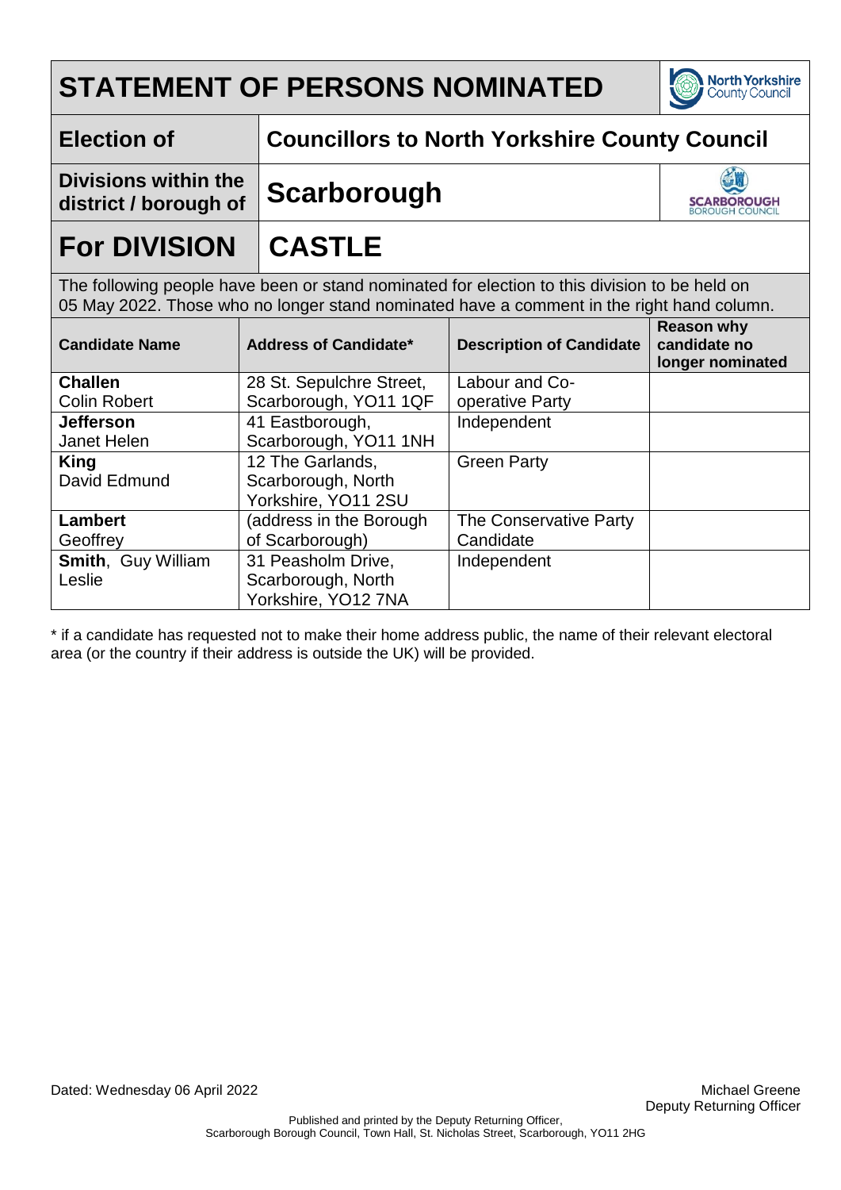# STATEMENT OF PERSONS NOMINATED

| | |
|---|---|
| **Election of** | **Councillors to North Yorkshire County Council** |
| **Divisions within the district / borough of** | **Scarborough** |
| **For DIVISION** | **CASTLE** |

The following people have been or stand nominated for election to this division to be held on 05 May 2022. Those who no longer stand nominated have a comment in the right hand column.

| Candidate Name | Address of Candidate* | Description of Candidate | Reason why candidate no longer nominated |
|---|---|---|---|
| **Challen** Colin Robert | 28 St. Sepulchre Street, Scarborough, YO11 1QF | Labour and Co-operative Party | |
| **Jefferson** Janet Helen | 41 Eastborough, Scarborough, YO11 1NH | Independent | |
| **King** David Edmund | 12 The Garlands, Scarborough, North Yorkshire, YO11 2SU | Green Party | |
| **Lambert** Geoffrey | (address in the Borough of Scarborough) | The Conservative Party Candidate | |
| **Smith**, Guy William Leslie | 31 Peasholm Drive, Scarborough, North Yorkshire, YO12 7NA | Independent | |

\* if a candidate has requested not to make their home address public, the name of their relevant electoral area (or the country if their address is outside the UK) will be provided.

Dated: Wednesday 06 April 2022

Michael Greene
Deputy Returning Officer

Published and printed by the Deputy Returning Officer, Scarborough Borough Council, Town Hall, St. Nicholas Street, Scarborough, YO11 2HG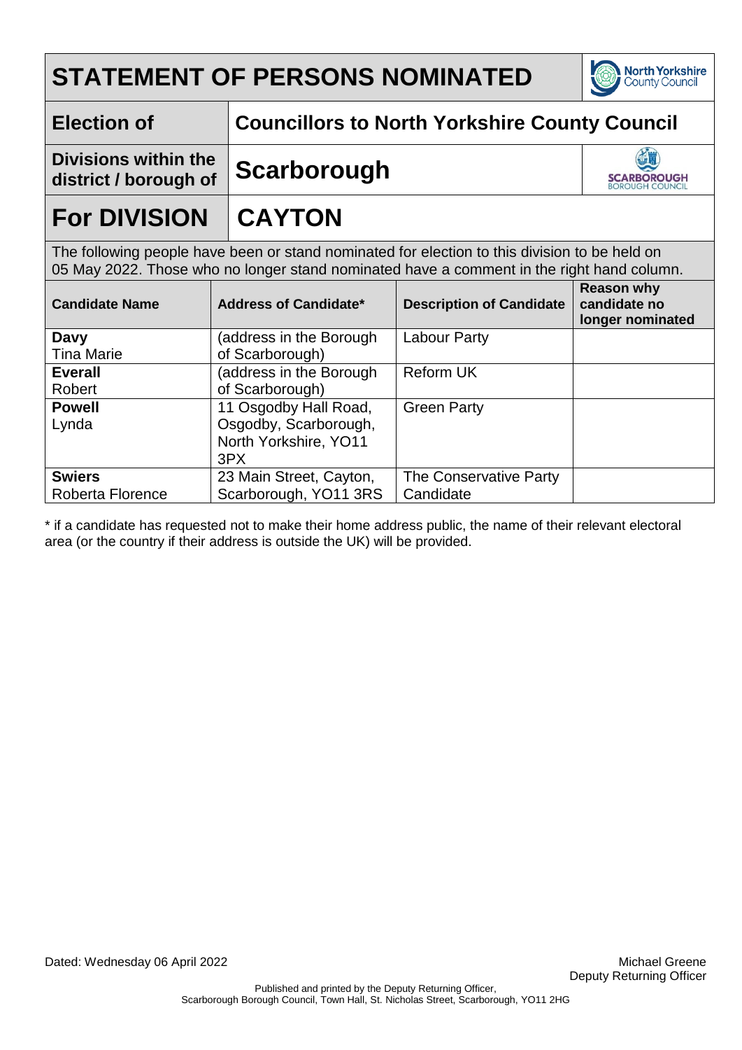# STATEMENT OF PERSONS NOMINATED

| | |
|---|---|
| **Election of** | **Councillors to North Yorkshire County Council** |
| **Divisions within the district / borough of** | **Scarborough** |

## For DIVISION CAYTON

The following people have been or stand nominated for election to this division to be held on 05 May 2022. Those who no longer stand nominated have a comment in the right hand column.

| Candidate Name | Address of Candidate* | Description of Candidate | Reason why candidate no longer nominated |
|---|---|---|---|
| **Davy** Tina Marie | (address in the Borough of Scarborough) | Labour Party | |
| **Everall** Robert | (address in the Borough of Scarborough) | Reform UK | |
| **Powell** Lynda | 11 Osgodby Hall Road, Osgodby, Scarborough, North Yorkshire, YO11 3PX | Green Party | |
| **Swiers** Roberta Florence | 23 Main Street, Cayton, Scarborough, YO11 3RS | The Conservative Party Candidate | |

* if a candidate has requested not to make their home address public, the name of their relevant electoral area (or the country if their address is outside the UK) will be provided.

Dated: Wednesday 06 April 2022

Michael Greene
Deputy Returning Officer

Published and printed by the Deputy Returning Officer, Scarborough Borough Council, Town Hall, St. Nicholas Street, Scarborough, YO11 2HG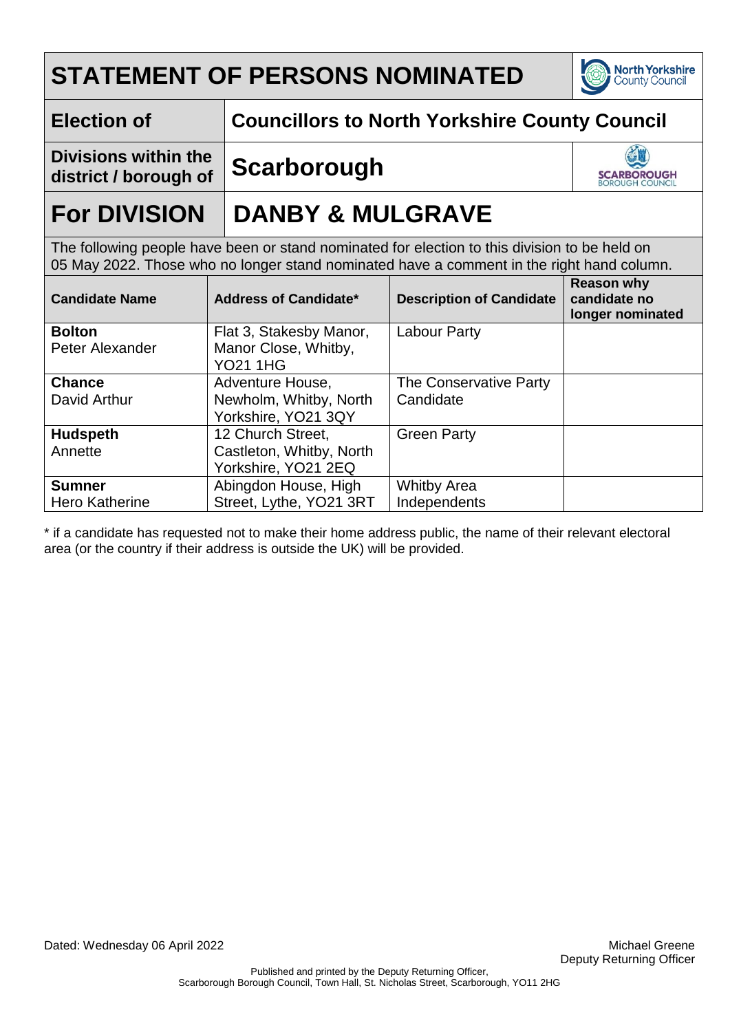# STATEMENT OF PERSONS NOMINATED

| | |
|---|---|
| **Election of** | **Councillors to North Yorkshire County Council** |
| **Divisions within the district / borough of** | **Scarborough** |

## For DIVISION DANBY & MULGRAVE

The following people have been or stand nominated for election to this division to be held on 05 May 2022. Those who no longer stand nominated have a comment in the right hand column.

| Candidate Name | Address of Candidate* | Description of Candidate | Reason why candidate no longer nominated |
|---|---|---|---|
| **Bolton** Peter Alexander | Flat 3, Stakesby Manor, Manor Close, Whitby, YO21 1HG | Labour Party | |
| **Chance** David Arthur | Adventure House, Newholm, Whitby, North Yorkshire, YO21 3QY | The Conservative Party Candidate | |
| **Hudspeth** Annette | 12 Church Street, Castleton, Whitby, North Yorkshire, YO21 2EQ | Green Party | |
| **Sumner** Hero Katherine | Abingdon House, High Street, Lythe, YO21 3RT | Whitby Area Independents | |

\* if a candidate has requested not to make their home address public, the name of their relevant electoral area (or the country if their address is outside the UK) will be provided.

Dated: Wednesday 06 April 2022

Michael Greene
Deputy Returning Officer

Published and printed by the Deputy Returning Officer,
Scarborough Borough Council, Town Hall, St. Nicholas Street, Scarborough, YO11 2HG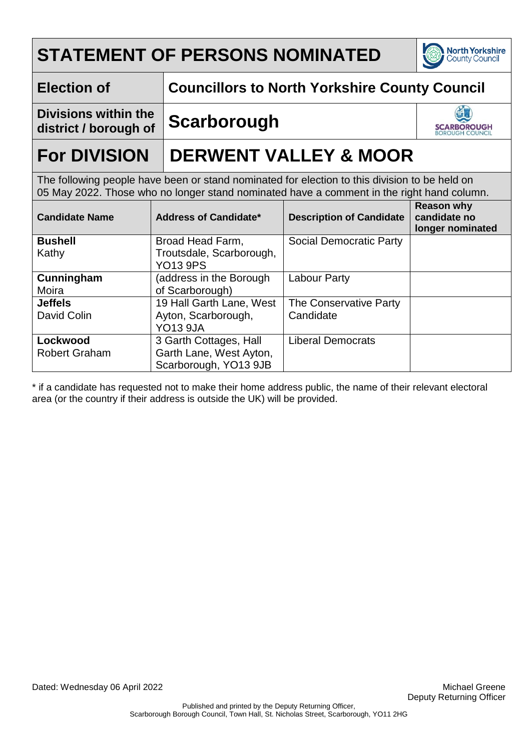# STATEMENT OF PERSONS NOMINATED

| | |
|---|---|
| **Election of** | **Councillors to North Yorkshire County Council** |
| **Divisions within the district / borough of** | **Scarborough** |

# For DIVISION DERWENT VALLEY & MOOR

The following people have been or stand nominated for election to this division to be held on 05 May 2022. Those who no longer stand nominated have a comment in the right hand column.

| Candidate Name | Address of Candidate* | Description of Candidate | Reason why candidate no longer nominated |
|---|---|---|---|
| **Bushell** Kathy | Broad Head Farm, Troutsdale, Scarborough, YO13 9PS | Social Democratic Party | |
| **Cunningham** Moira | (address in the Borough of Scarborough) | Labour Party | |
| **Jeffels** David Colin | 19 Hall Garth Lane, West Ayton, Scarborough, YO13 9JA | The Conservative Party Candidate | |
| **Lockwood** Robert Graham | 3 Garth Cottages, Hall Garth Lane, West Ayton, Scarborough, YO13 9JB | Liberal Democrats | |

* if a candidate has requested not to make their home address public, the name of their relevant electoral area (or the country if their address is outside the UK) will be provided.

Dated: Wednesday 06 April 2022

Michael Greene
Deputy Returning Officer

Published and printed by the Deputy Returning Officer, Scarborough Borough Council, Town Hall, St. Nicholas Street, Scarborough, YO11 2HG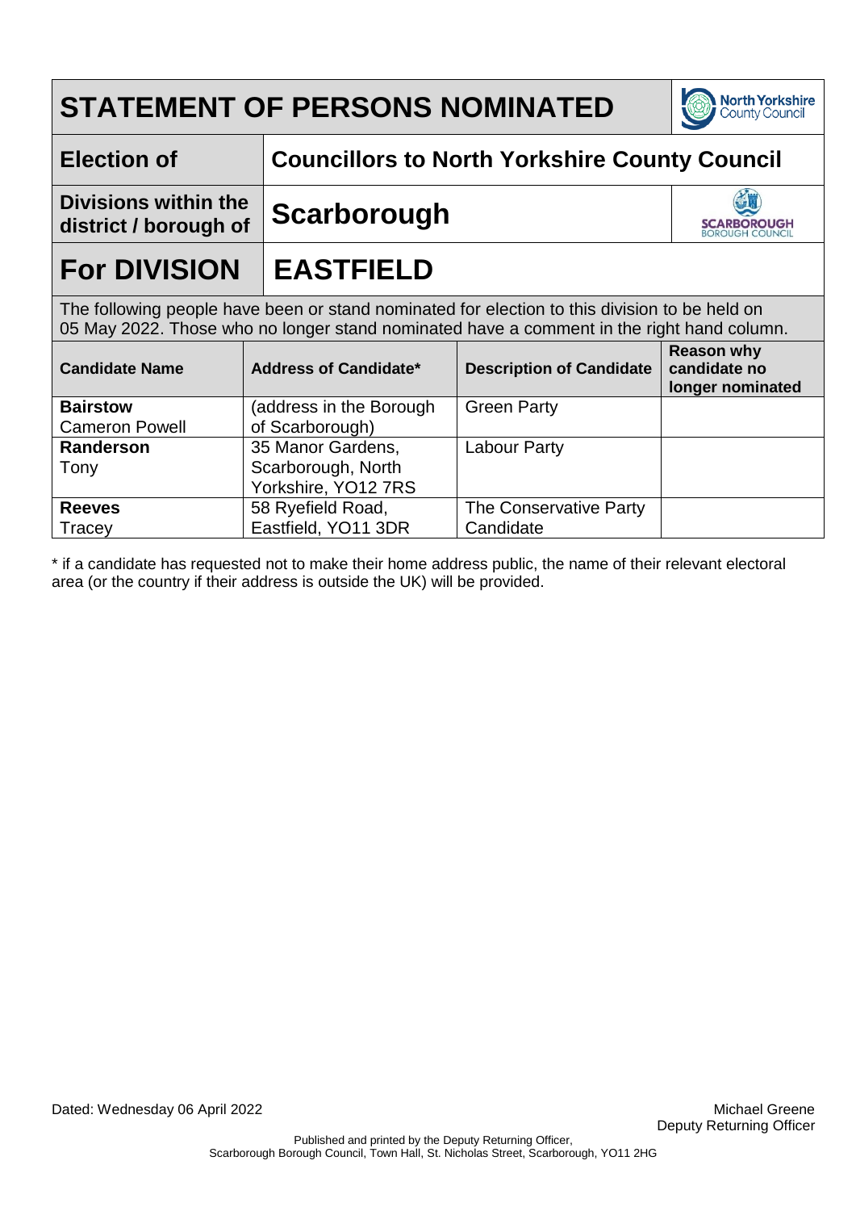# STATEMENT OF PERSONS NOMINATED

| | |
|---|---|
| **Election of** | **Councillors to North Yorkshire County Council** |
| **Divisions within the district / borough of** | **Scarborough** |
| **For DIVISION** | **EASTFIELD** |

The following people have been or stand nominated for election to this division to be held on 05 May 2022. Those who no longer stand nominated have a comment in the right hand column.

| Candidate Name | Address of Candidate* | Description of Candidate | Reason why candidate no longer nominated |
|---|---|---|---|
| **Bairstow** Cameron Powell | (address in the Borough of Scarborough) | Green Party | |
| **Randerson** Tony | 35 Manor Gardens, Scarborough, North Yorkshire, YO12 7RS | Labour Party | |
| **Reeves** Tracey | 58 Ryefield Road, Eastfield, YO11 3DR | The Conservative Party Candidate | |

* if a candidate has requested not to make their home address public, the name of their relevant electoral area (or the country if their address is outside the UK) will be provided.

Dated: Wednesday 06 April 2022

Michael Greene
Deputy Returning Officer

Published and printed by the Deputy Returning Officer, Scarborough Borough Council, Town Hall, St. Nicholas Street, Scarborough, YO11 2HG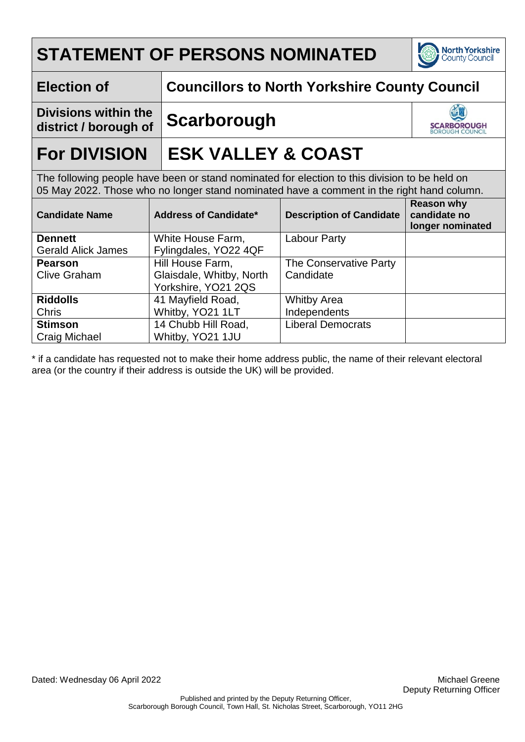# STATEMENT OF PERSONS NOMINATED

| | |
|---|---|
| **Election of** | **Councillors to North Yorkshire County Council** |
| **Divisions within the district / borough of** | **Scarborough** |

## For DIVISION ESK VALLEY & COAST

The following people have been or stand nominated for election to this division to be held on 05 May 2022. Those who no longer stand nominated have a comment in the right hand column.

| Candidate Name | Address of Candidate* | Description of Candidate | Reason why candidate no longer nominated |
|---|---|---|---|
| **Dennett** Gerald Alick James | White House Farm, Fylingdales, YO22 4QF | Labour Party | |
| **Pearson** Clive Graham | Hill House Farm, Glaisdale, Whitby, North Yorkshire, YO21 2QS | The Conservative Party Candidate | |
| **Riddolls** Chris | 41 Mayfield Road, Whitby, YO21 1LT | Whitby Area Independents | |
| **Stimson** Craig Michael | 14 Chubb Hill Road, Whitby, YO21 1JU | Liberal Democrats | |

* if a candidate has requested not to make their home address public, the name of their relevant electoral area (or the country if their address is outside the UK) will be provided.

Dated: Wednesday 06 April 2022

Michael Greene
Deputy Returning Officer

Published and printed by the Deputy Returning Officer, Scarborough Borough Council, Town Hall, St. Nicholas Street, Scarborough, YO11 2HG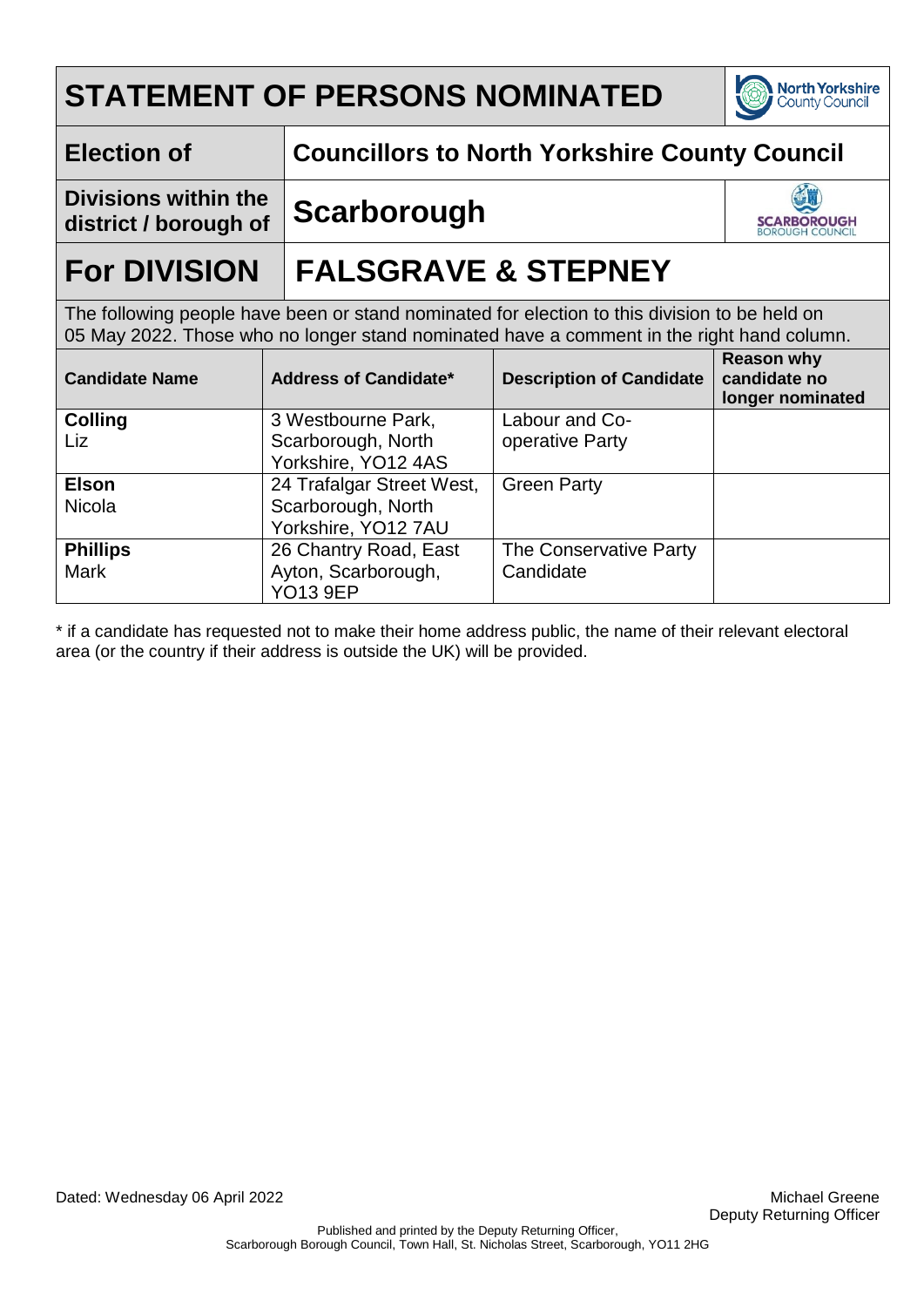# STATEMENT OF PERSONS NOMINATED

| | |
|---|---|
| **Election of** | **Councillors to North Yorkshire County Council** |
| **Divisions within the district / borough of** | **Scarborough** |

## For DIVISION FALSGRAVE & STEPNEY

The following people have been or stand nominated for election to this division to be held on 05 May 2022. Those who no longer stand nominated have a comment in the right hand column.

| Candidate Name | Address of Candidate* | Description of Candidate | Reason why candidate no longer nominated |
|---|---|---|---|
| **Colling** Liz | 3 Westbourne Park, Scarborough, North Yorkshire, YO12 4AS | Labour and Co-operative Party | |
| **Elson** Nicola | 24 Trafalgar Street West, Scarborough, North Yorkshire, YO12 7AU | Green Party | |
| **Phillips** Mark | 26 Chantry Road, East Ayton, Scarborough, YO13 9EP | The Conservative Party Candidate | |

* if a candidate has requested not to make their home address public, the name of their relevant electoral area (or the country if their address is outside the UK) will be provided.

Dated: Wednesday 06 April 2022

Michael Greene
Deputy Returning Officer

Published and printed by the Deputy Returning Officer, Scarborough Borough Council, Town Hall, St. Nicholas Street, Scarborough, YO11 2HG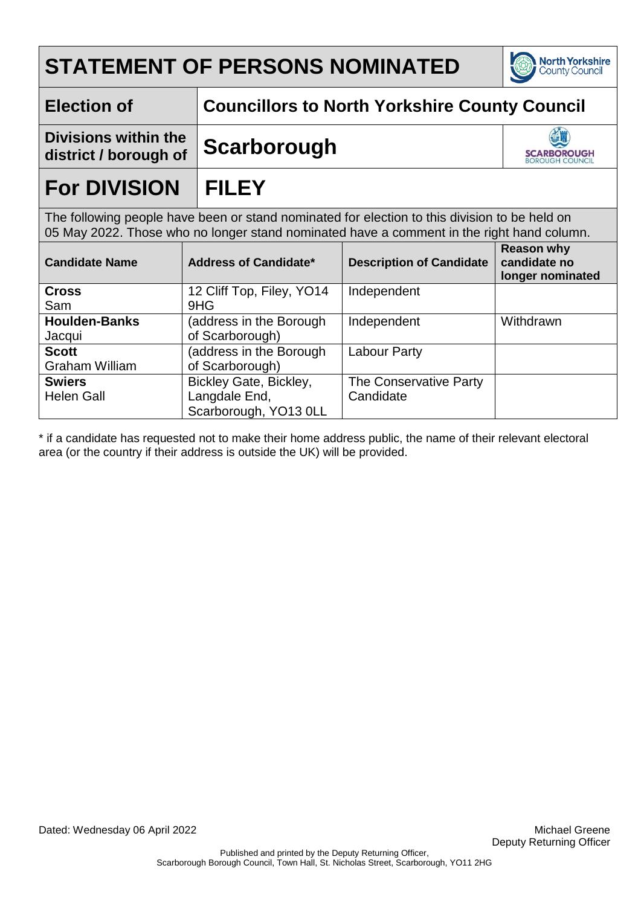# STATEMENT OF PERSONS NOMINATED

| | |
|---|---|
| **Election of** | **Councillors to North Yorkshire County Council** |
| **Divisions within the district / borough of** | **Scarborough** |

## For DIVISION FILEY

The following people have been or stand nominated for election to this division to be held on 05 May 2022. Those who no longer stand nominated have a comment in the right hand column.

| Candidate Name | Address of Candidate* | Description of Candidate | Reason why candidate no longer nominated |
|---|---|---|---|
| **Cross** Sam | 12 Cliff Top, Filey, YO14 9HG | Independent | |
| **Houlden-Banks** Jacqui | (address in the Borough of Scarborough) | Independent | Withdrawn |
| **Scott** Graham William | (address in the Borough of Scarborough) | Labour Party | |
| **Swiers** Helen Gall | Bickley Gate, Bickley, Langdale End, Scarborough, YO13 0LL | The Conservative Party Candidate | |

* if a candidate has requested not to make their home address public, the name of their relevant electoral area (or the country if their address is outside the UK) will be provided.

Dated: Wednesday 06 April 2022

Michael Greene
Deputy Returning Officer

Published and printed by the Deputy Returning Officer, Scarborough Borough Council, Town Hall, St. Nicholas Street, Scarborough, YO11 2HG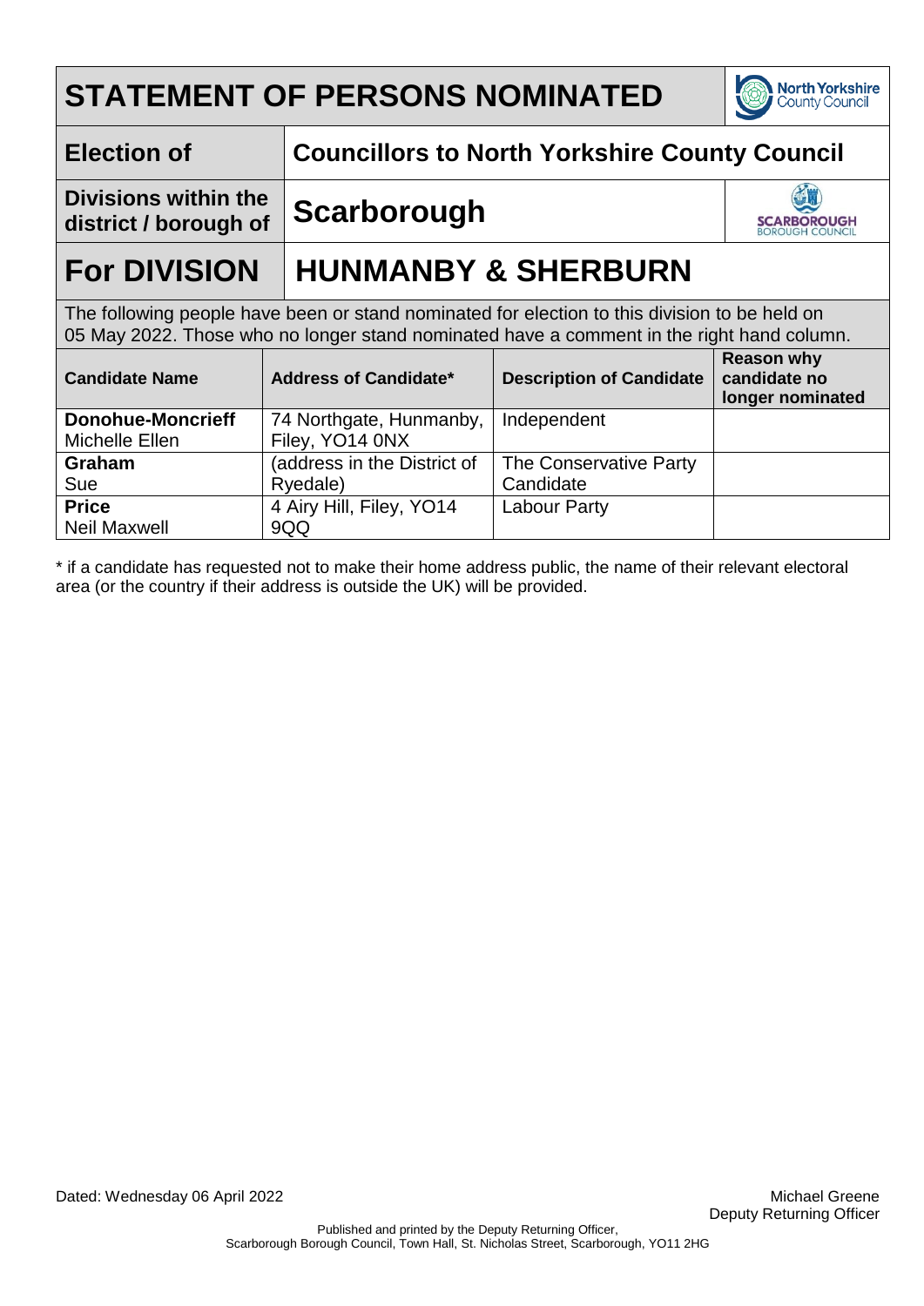# STATEMENT OF PERSONS NOMINATED

| | |
|---|---|
| **Election of** | **Councillors to North Yorkshire County Council** |
| **Divisions within the district / borough of** | **Scarborough** |

## For DIVISION HUNMANBY & SHERBURN

The following people have been or stand nominated for election to this division to be held on 05 May 2022. Those who no longer stand nominated have a comment in the right hand column.

| Candidate Name | Address of Candidate* | Description of Candidate | Reason why candidate no longer nominated |
|---|---|---|---|
| **Donohue-Moncrieff** Michelle Ellen | 74 Northgate, Hunmanby, Filey, YO14 0NX | Independent | |
| **Graham** Sue | (address in the District of Ryedale) | The Conservative Party Candidate | |
| **Price** Neil Maxwell | 4 Airy Hill, Filey, YO14 9QQ | Labour Party | |

* if a candidate has requested not to make their home address public, the name of their relevant electoral area (or the country if their address is outside the UK) will be provided.

Dated: Wednesday 06 April 2022

Michael Greene
Deputy Returning Officer

Published and printed by the Deputy Returning Officer, Scarborough Borough Council, Town Hall, St. Nicholas Street, Scarborough, YO11 2HG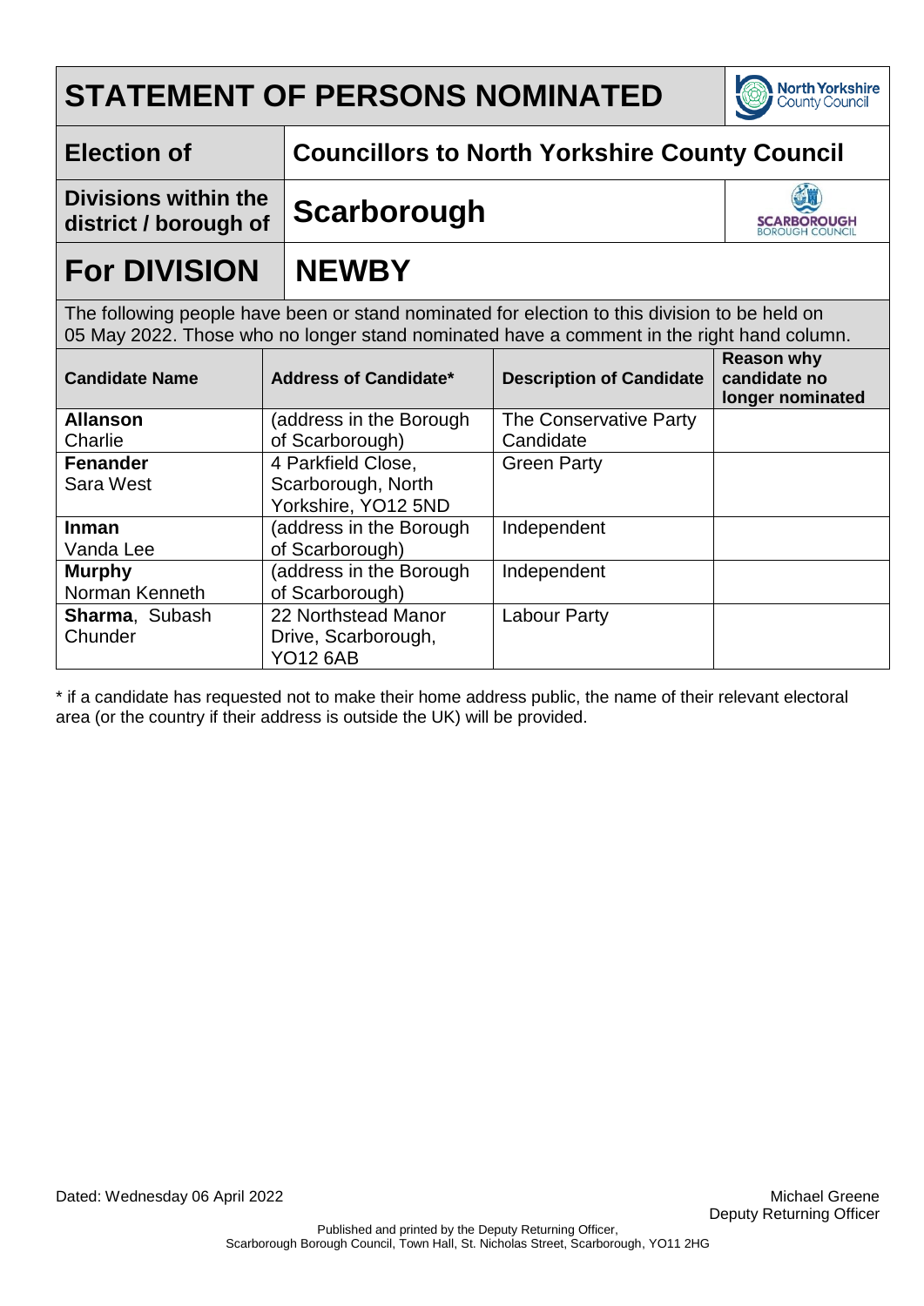# STATEMENT OF PERSONS NOMINATED

| | |
|---|---|
| **Election of** | **Councillors to North Yorkshire County Council** |
| **Divisions within the district / borough of** | **Scarborough** |

## For DIVISION NEWBY

The following people have been or stand nominated for election to this division to be held on 05 May 2022. Those who no longer stand nominated have a comment in the right hand column.

| Candidate Name | Address of Candidate* | Description of Candidate | Reason why candidate no longer nominated |
|---|---|---|---|
| **Allanson** Charlie | (address in the Borough of Scarborough) | The Conservative Party Candidate | |
| **Fenander** Sara West | 4 Parkfield Close, Scarborough, North Yorkshire, YO12 5ND | Green Party | |
| **Inman** Vanda Lee | (address in the Borough of Scarborough) | Independent | |
| **Murphy** Norman Kenneth | (address in the Borough of Scarborough) | Independent | |
| **Sharma**, Subash Chunder | 22 Northstead Manor Drive, Scarborough, YO12 6AB | Labour Party | |

* if a candidate has requested not to make their home address public, the name of their relevant electoral area (or the country if their address is outside the UK) will be provided.

Dated: Wednesday 06 April 2022

Michael Greene
Deputy Returning Officer

Published and printed by the Deputy Returning Officer, Scarborough Borough Council, Town Hall, St. Nicholas Street, Scarborough, YO11 2HG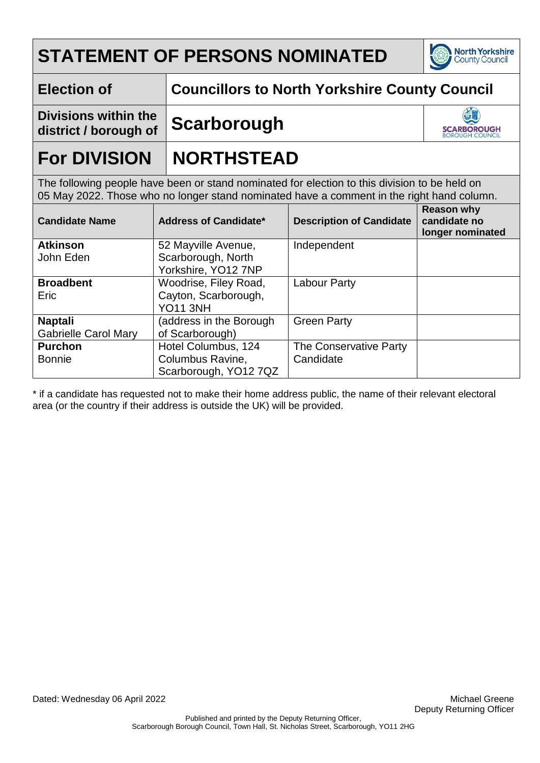# STATEMENT OF PERSONS NOMINATED

| | |
|---|---|
| **Election of** | **Councillors to North Yorkshire County Council** |
| **Divisions within the district / borough of** | **Scarborough** |

## For DIVISION NORTHSTEAD

The following people have been or stand nominated for election to this division to be held on 05 May 2022. Those who no longer stand nominated have a comment in the right hand column.

| Candidate Name | Address of Candidate* | Description of Candidate | Reason why candidate no longer nominated |
|---|---|---|---|
| **Atkinson** John Eden | 52 Mayville Avenue, Scarborough, North Yorkshire, YO12 7NP | Independent | |
| **Broadbent** Eric | Woodrise, Filey Road, Cayton, Scarborough, YO11 3NH | Labour Party | |
| **Naptali** Gabrielle Carol Mary | (address in the Borough of Scarborough) | Green Party | |
| **Purchon** Bonnie | Hotel Columbus, 124 Columbus Ravine, Scarborough, YO12 7QZ | The Conservative Party Candidate | |

* if a candidate has requested not to make their home address public, the name of their relevant electoral area (or the country if their address is outside the UK) will be provided.

Dated: Wednesday 06 April 2022

Michael Greene
Deputy Returning Officer

Published and printed by the Deputy Returning Officer, Scarborough Borough Council, Town Hall, St. Nicholas Street, Scarborough, YO11 2HG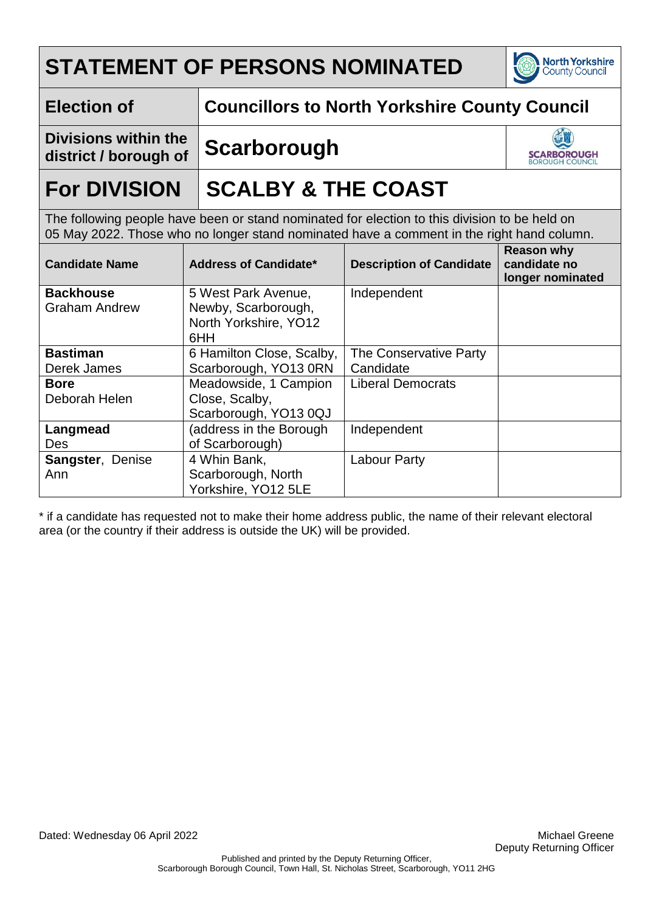# STATEMENT OF PERSONS NOMINATED

| | |
|---|---|
| **Election of** | **Councillors to North Yorkshire County Council** |
| **Divisions within the district / borough of** | **Scarborough** |

# For DIVISION SCALBY & THE COAST

The following people have been or stand nominated for election to this division to be held on 05 May 2022. Those who no longer stand nominated have a comment in the right hand column.

| Candidate Name | Address of Candidate* | Description of Candidate | Reason why candidate no longer nominated |
|---|---|---|---|
| **Backhouse** Graham Andrew | 5 West Park Avenue, Newby, Scarborough, North Yorkshire, YO12 6HH | Independent | |
| **Bastiman** Derek James | 6 Hamilton Close, Scalby, Scarborough, YO13 0RN | The Conservative Party Candidate | |
| **Bore** Deborah Helen | Meadowside, 1 Campion Close, Scalby, Scarborough, YO13 0QJ | Liberal Democrats | |
| **Langmead** Des | (address in the Borough of Scarborough) | Independent | |
| **Sangster**, Denise Ann | 4 Whin Bank, Scarborough, North Yorkshire, YO12 5LE | Labour Party | |

* if a candidate has requested not to make their home address public, the name of their relevant electoral area (or the country if their address is outside the UK) will be provided.

Dated: Wednesday 06 April 2022

Michael Greene
Deputy Returning Officer

Published and printed by the Deputy Returning Officer, Scarborough Borough Council, Town Hall, St. Nicholas Street, Scarborough, YO11 2HG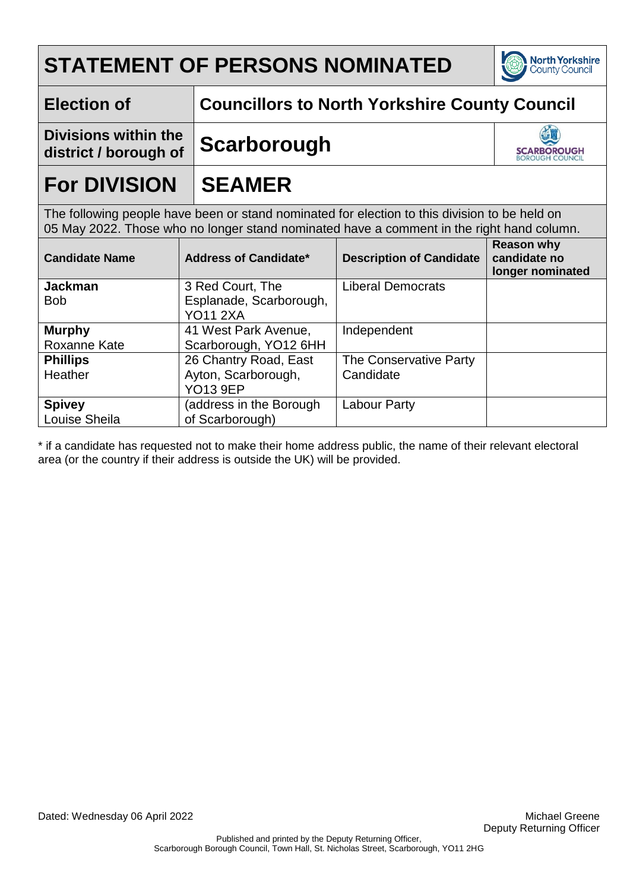# STATEMENT OF PERSONS NOMINATED

| | |
|---|---|
| **Election of** | **Councillors to North Yorkshire County Council** |
| **Divisions within the district / borough of** | **Scarborough** |
| **For DIVISION** | **SEAMER** |

The following people have been or stand nominated for election to this division to be held on 05 May 2022. Those who no longer stand nominated have a comment in the right hand column.

| Candidate Name | Address of Candidate* | Description of Candidate | Reason why candidate no longer nominated |
|---|---|---|---|
| **Jackman** Bob | 3 Red Court, The Esplanade, Scarborough, YO11 2XA | Liberal Democrats | |
| **Murphy** Roxanne Kate | 41 West Park Avenue, Scarborough, YO12 6HH | Independent | |
| **Phillips** Heather | 26 Chantry Road, East Ayton, Scarborough, YO13 9EP | The Conservative Party Candidate | |
| **Spivey** Louise Sheila | (address in the Borough of Scarborough) | Labour Party | |

* if a candidate has requested not to make their home address public, the name of their relevant electoral area (or the country if their address is outside the UK) will be provided.

Dated: Wednesday 06 April 2022

Michael Greene
Deputy Returning Officer

Published and printed by the Deputy Returning Officer, Scarborough Borough Council, Town Hall, St. Nicholas Street, Scarborough, YO11 2HG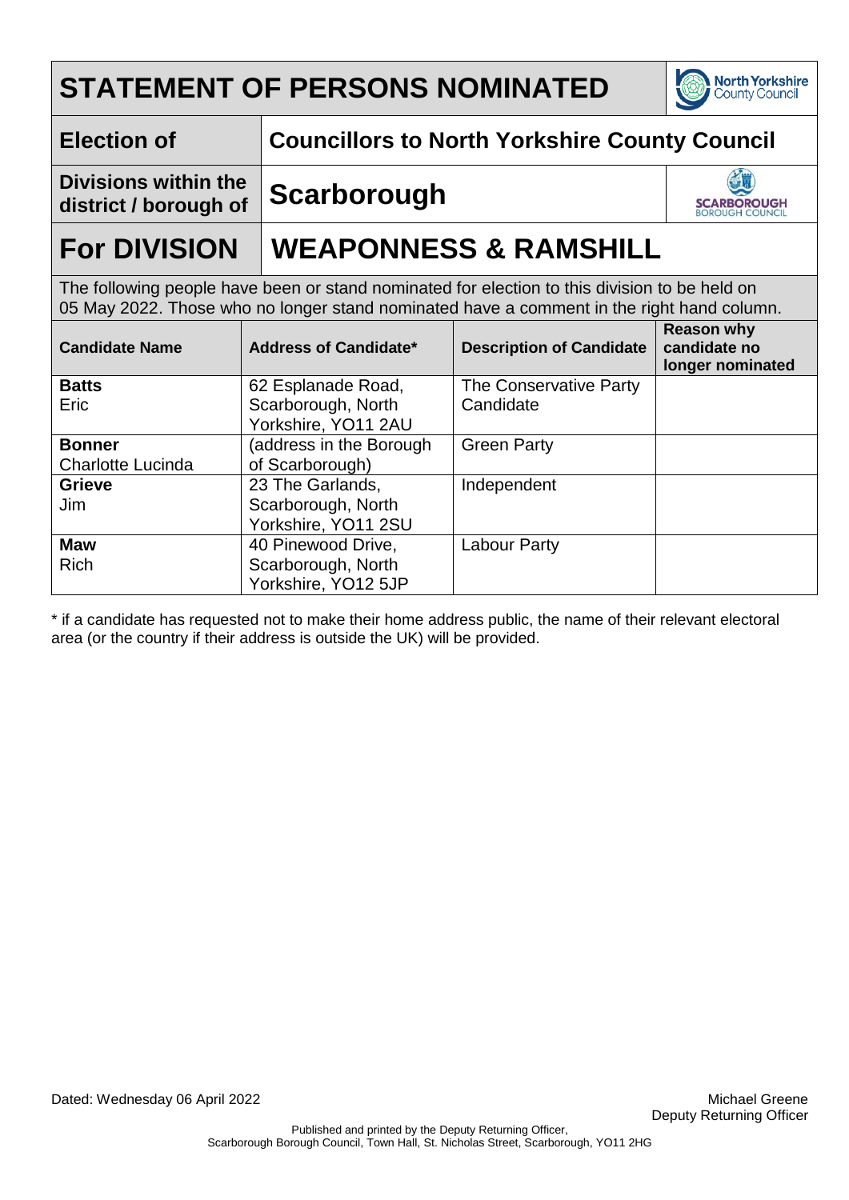# STATEMENT OF PERSONS NOMINATED

| | |
|---|---|
| **Election of** | **Councillors to North Yorkshire County Council** |
| **Divisions within the district / borough of** | **Scarborough** |

## For DIVISION WEAPONNESS & RAMSHILL

The following people have been or stand nominated for election to this division to be held on 05 May 2022. Those who no longer stand nominated have a comment in the right hand column.

| Candidate Name | Address of Candidate* | Description of Candidate | Reason why candidate no longer nominated |
|---|---|---|---|
| **Batts** Eric | 62 Esplanade Road, Scarborough, North Yorkshire, YO11 2AU | The Conservative Party Candidate | |
| **Bonner** Charlotte Lucinda | (address in the Borough of Scarborough) | Green Party | |
| **Grieve** Jim | 23 The Garlands, Scarborough, North Yorkshire, YO11 2SU | Independent | |
| **Maw** Rich | 40 Pinewood Drive, Scarborough, North Yorkshire, YO12 5JP | Labour Party | |

* if a candidate has requested not to make their home address public, the name of their relevant electoral area (or the country if their address is outside the UK) will be provided.

Dated: Wednesday 06 April 2022

Michael Greene
Deputy Returning Officer

Published and printed by the Deputy Returning Officer, Scarborough Borough Council, Town Hall, St. Nicholas Street, Scarborough, YO11 2HG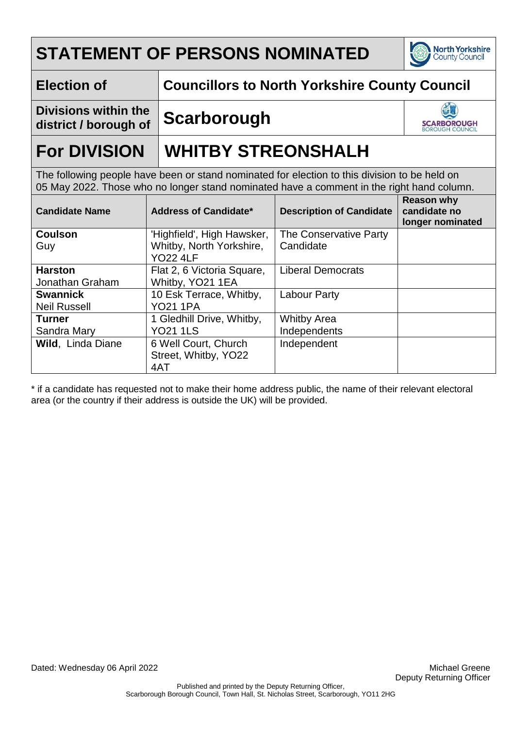# STATEMENT OF PERSONS NOMINATED

| | |
|---|---|
| **Election of** | **Councillors to North Yorkshire County Council** |
| **Divisions within the district / borough of** | **Scarborough** |

# For DIVISION WHITBY STREONSHALH

The following people have been or stand nominated for election to this division to be held on 05 May 2022. Those who no longer stand nominated have a comment in the right hand column.

| Candidate Name | Address of Candidate* | Description of Candidate | Reason why candidate no longer nominated |
|---|---|---|---|
| **Coulson** Guy | 'Highfield', High Hawsker, Whitby, North Yorkshire, YO22 4LF | The Conservative Party Candidate | |
| **Harston** Jonathan Graham | Flat 2, 6 Victoria Square, Whitby, YO21 1EA | Liberal Democrats | |
| **Swannick** Neil Russell | 10 Esk Terrace, Whitby, YO21 1PA | Labour Party | |
| **Turner** Sandra Mary | 1 Gledhill Drive, Whitby, YO21 1LS | Whitby Area Independents | |
| **Wild**, Linda Diane | 6 Well Court, Church Street, Whitby, YO22 4AT | Independent | |

* if a candidate has requested not to make their home address public, the name of their relevant electoral area (or the country if their address is outside the UK) will be provided.

Dated: Wednesday 06 April 2022

Michael Greene
Deputy Returning Officer

Published and printed by the Deputy Returning Officer, Scarborough Borough Council, Town Hall, St. Nicholas Street, Scarborough, YO11 2HG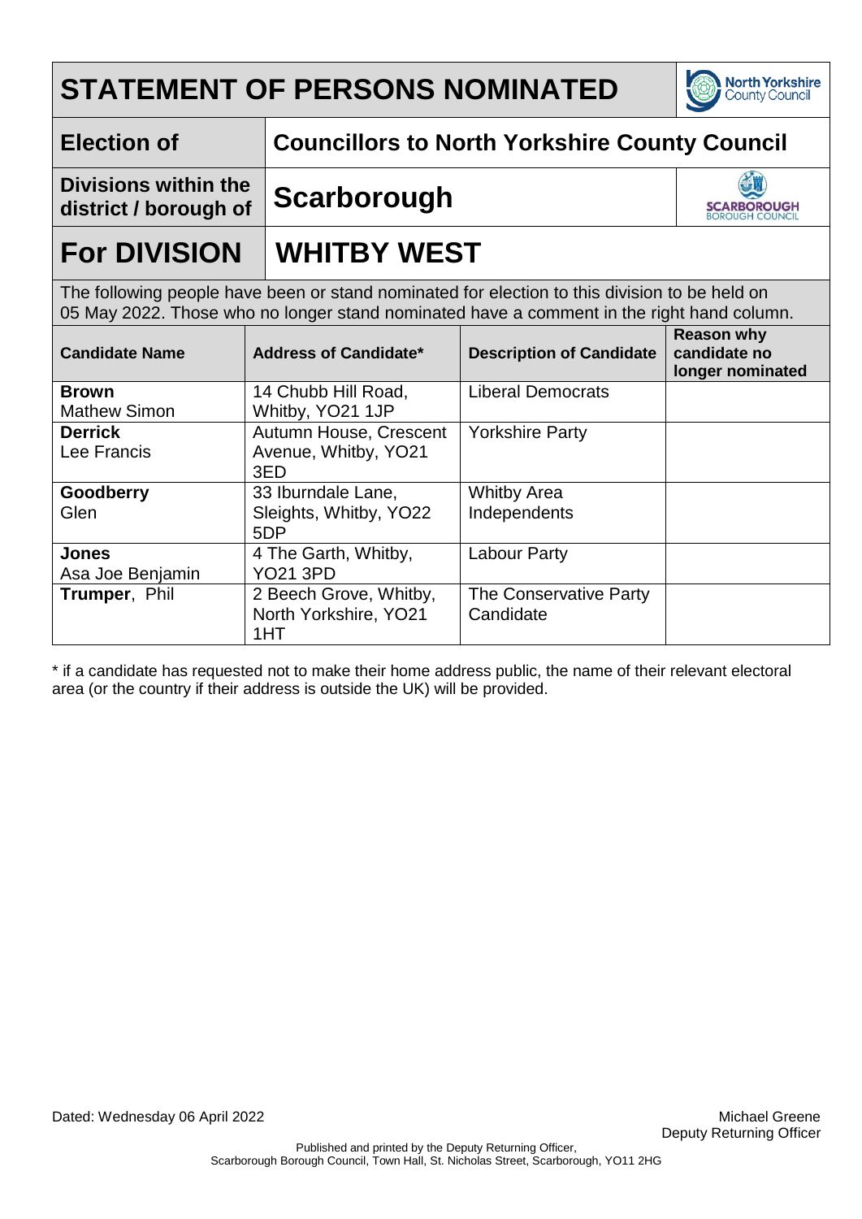# STATEMENT OF PERSONS NOMINATED

| | |
|---|---|
| **Election of** | **Councillors to North Yorkshire County Council** |
| **Divisions within the district / borough of** | **Scarborough** |

## For DIVISION WHITBY WEST

The following people have been or stand nominated for election to this division to be held on 05 May 2022. Those who no longer stand nominated have a comment in the right hand column.

| Candidate Name | Address of Candidate* | Description of Candidate | Reason why candidate no longer nominated |
|---|---|---|---|
| **Brown** Mathew Simon | 14 Chubb Hill Road, Whitby, YO21 1JP | Liberal Democrats | |
| **Derrick** Lee Francis | Autumn House, Crescent Avenue, Whitby, YO21 3ED | Yorkshire Party | |
| **Goodberry** Glen | 33 Iburndale Lane, Sleights, Whitby, YO22 5DP | Whitby Area Independents | |
| **Jones** Asa Joe Benjamin | 4 The Garth, Whitby, YO21 3PD | Labour Party | |
| **Trumper**, Phil | 2 Beech Grove, Whitby, North Yorkshire, YO21 1HT | The Conservative Party Candidate | |

* if a candidate has requested not to make their home address public, the name of their relevant electoral area (or the country if their address is outside the UK) will be provided.

Dated: Wednesday 06 April 2022

Michael Greene
Deputy Returning Officer

Published and printed by the Deputy Returning Officer,
Scarborough Borough Council, Town Hall, St. Nicholas Street, Scarborough, YO11 2HG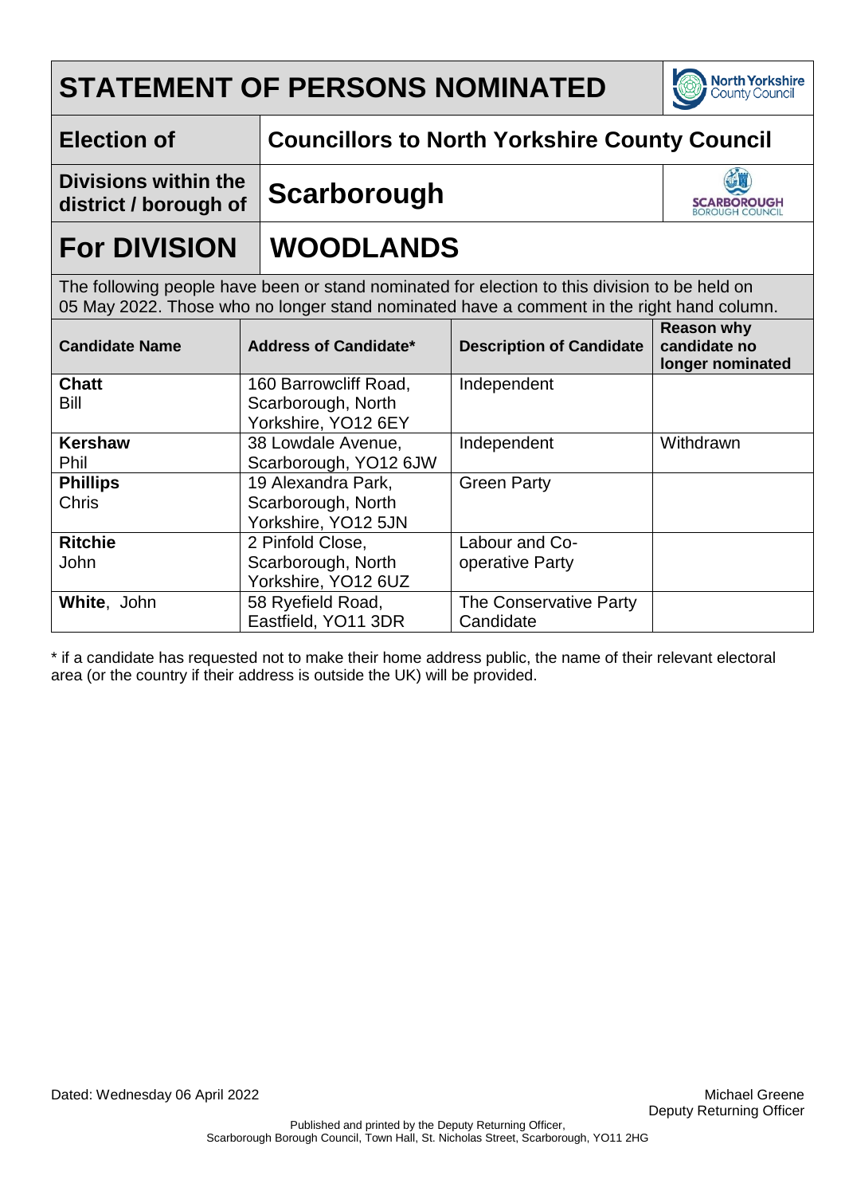# STATEMENT OF PERSONS NOMINATED

| | |
|---|---|
| **Election of** | **Councillors to North Yorkshire County Council** |
| **Divisions within the district / borough of** | **Scarborough** |

# For DIVISION WOODLANDS

The following people have been or stand nominated for election to this division to be held on 05 May 2022. Those who no longer stand nominated have a comment in the right hand column.

| Candidate Name | Address of Candidate* | Description of Candidate | Reason why candidate no longer nominated |
|---|---|---|---|
| **Chatt** Bill | 160 Barrowcliff Road, Scarborough, North Yorkshire, YO12 6EY | Independent | |
| **Kershaw** Phil | 38 Lowdale Avenue, Scarborough, YO12 6JW | Independent | Withdrawn |
| **Phillips** Chris | 19 Alexandra Park, Scarborough, North Yorkshire, YO12 5JN | Green Party | |
| **Ritchie** John | 2 Pinfold Close, Scarborough, North Yorkshire, YO12 6UZ | Labour and Co-operative Party | |
| **White**, John | 58 Ryefield Road, Eastfield, YO11 3DR | The Conservative Party Candidate | |

* if a candidate has requested not to make their home address public, the name of their relevant electoral area (or the country if their address is outside the UK) will be provided.

Dated: Wednesday 06 April 2022

Michael Greene
Deputy Returning Officer

Published and printed by the Deputy Returning Officer,
Scarborough Borough Council, Town Hall, St. Nicholas Street, Scarborough, YO11 2HG